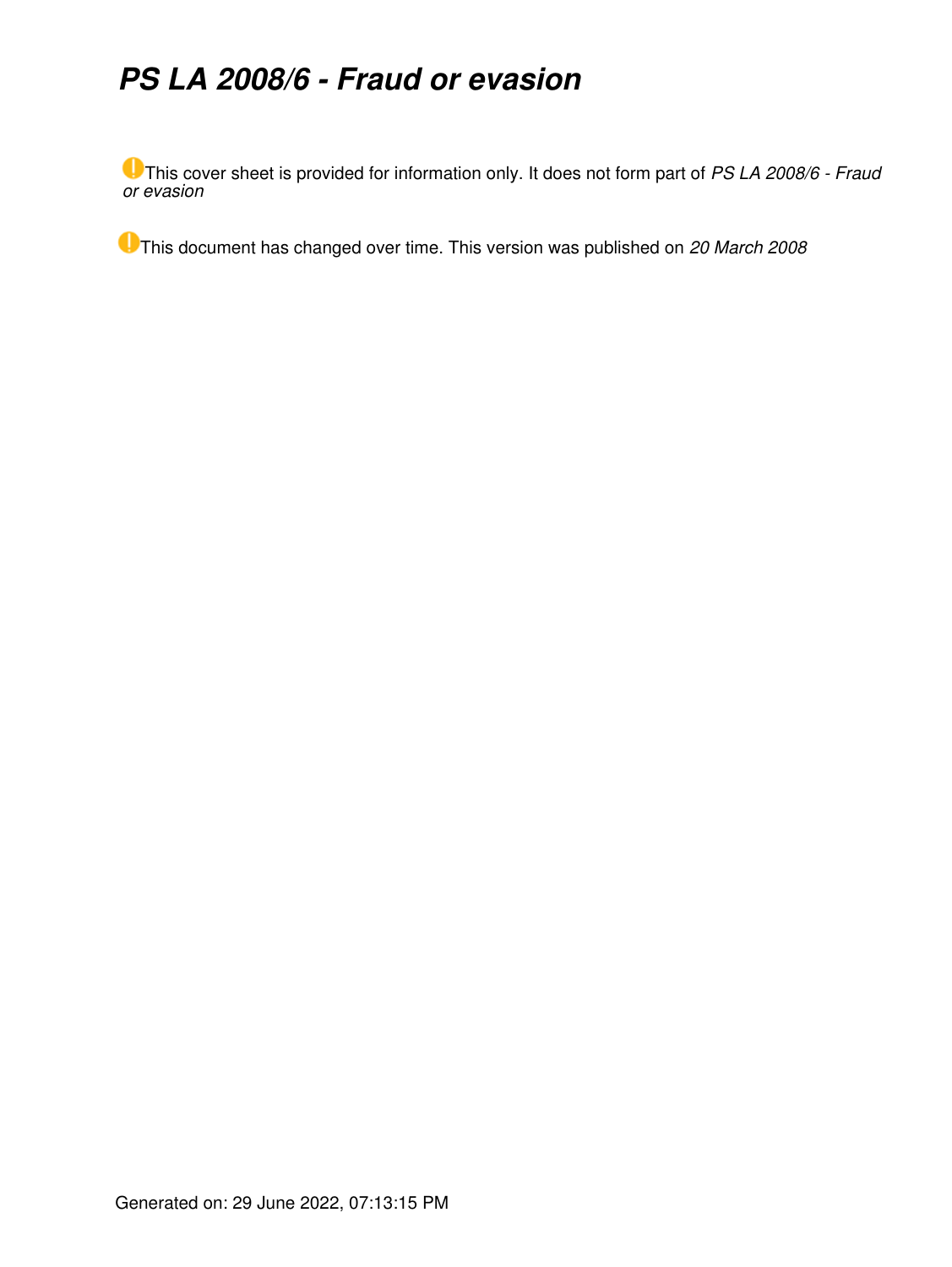# *PS LA 2008/6 - Fraud or evasion*

This cover sheet is provided for information only. It does not form part of *PS LA 2008/6 - Fraud or evasion*

This document has changed over time. This version was published on *20 March 2008*

Generated on: 29 June 2022, 07:13:15 PM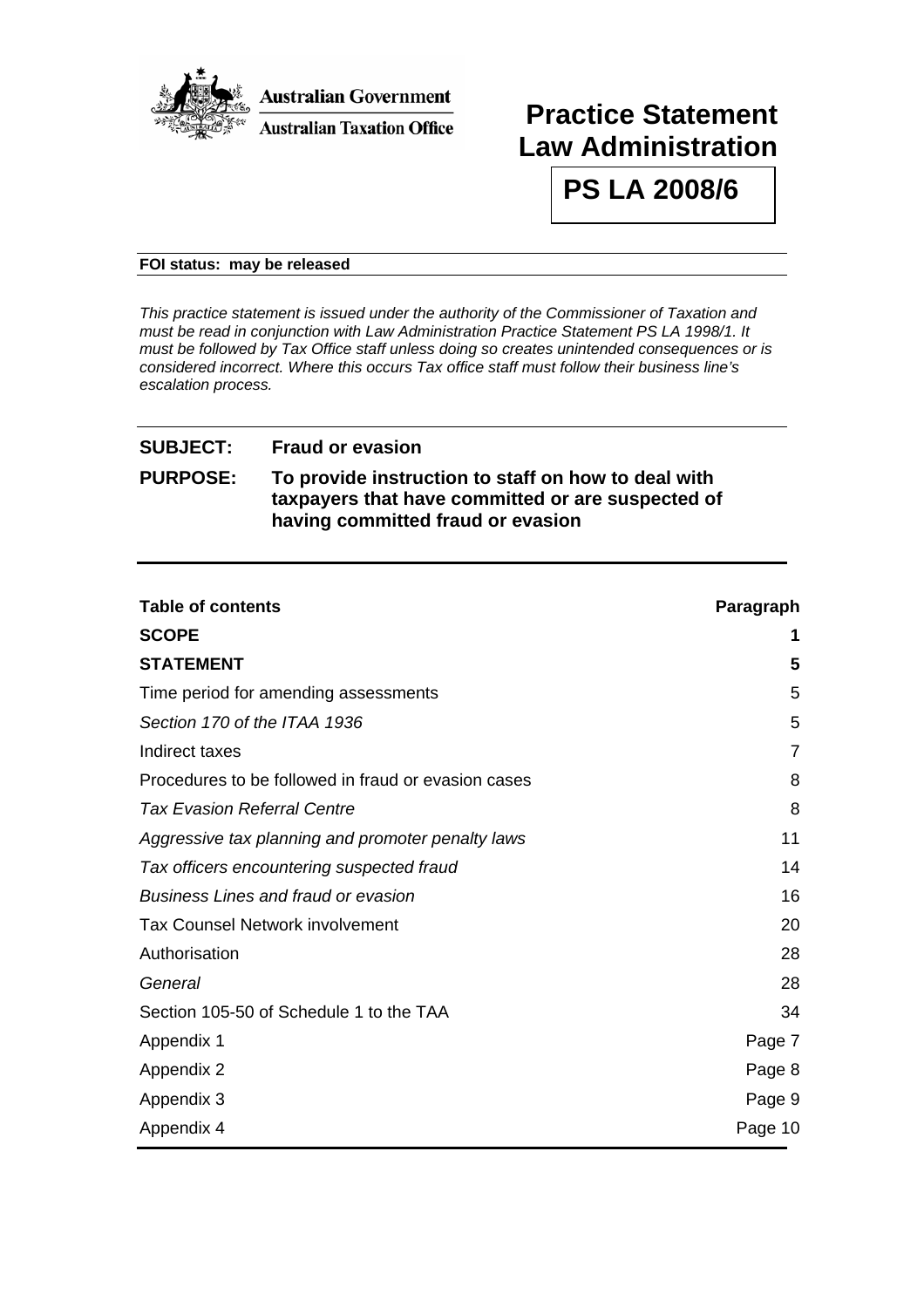**Australian Government**

**Australian Taxation Office**

# Practice Statement Law Administration

# PS LA 2008/6

**FOI status: may be released**

*This practice statement is issued under the authority of the Commissioner of Taxation and must be read in conjunction with Law Administration Practice Statement PS LA 1998/1. It must be followed by Tax Office staff unless doing so creates unintended consequences or is considered incorrect. Where this occurs Tax office staff must follow their business line's escalation process.*

**SUBJECT:** **Fraud or evasion**

**PURPOSE:** **To provide instruction to staff on how to deal with taxpayers that have committed or are suspected of having committed fraud or evasion**

| **Table of contents** | **Paragraph** |
|---|---|
| **SCOPE** | **1** |
| **STATEMENT** | **5** |
| Time period for amending assessments | 5 |
| *Section 170 of the ITAA 1936* | 5 |
| Indirect taxes | 7 |
| Procedures to be followed in fraud or evasion cases | 8 |
| *Tax Evasion Referral Centre* | 8 |
| *Aggressive tax planning and promoter penalty laws* | 11 |
| *Tax officers encountering suspected fraud* | 14 |
| *Business Lines and fraud or evasion* | 16 |
| Tax Counsel Network involvement | 20 |
| Authorisation | 28 |
| *General* | 28 |
| Section 105-50 of Schedule 1 to the TAA | 34 |
| Appendix 1 | Page 7 |
| Appendix 2 | Page 8 |
| Appendix 3 | Page 9 |
| Appendix 4 | Page 10 |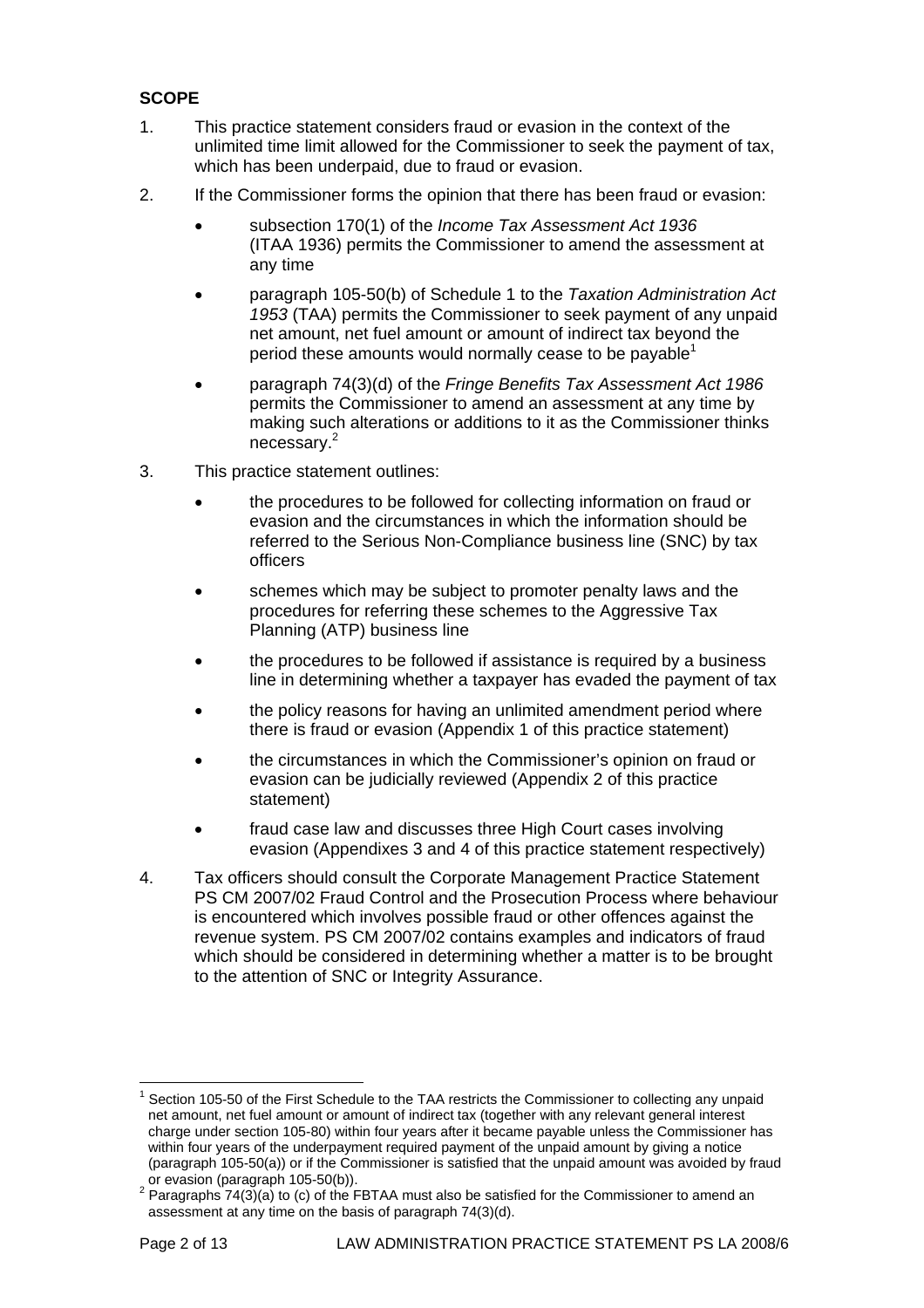## SCOPE

1. This practice statement considers fraud or evasion in the context of the unlimited time limit allowed for the Commissioner to seek the payment of tax, which has been underpaid, due to fraud or evasion.

2. If the Commissioner forms the opinion that there has been fraud or evasion:

   - subsection 170(1) of the *Income Tax Assessment Act 1936* (ITAA 1936) permits the Commissioner to amend the assessment at any time
   - paragraph 105-50(b) of Schedule 1 to the *Taxation Administration Act 1953* (TAA) permits the Commissioner to seek payment of any unpaid net amount, net fuel amount or amount of indirect tax beyond the period these amounts would normally cease to be payable[1]
   - paragraph 74(3)(d) of the *Fringe Benefits Tax Assessment Act 1986* permits the Commissioner to amend an assessment at any time by making such alterations or additions to it as the Commissioner thinks necessary.[2]

3. This practice statement outlines:

   - the procedures to be followed for collecting information on fraud or evasion and the circumstances in which the information should be referred to the Serious Non-Compliance business line (SNC) by tax officers
   - schemes which may be subject to promoter penalty laws and the procedures for referring these schemes to the Aggressive Tax Planning (ATP) business line
   - the procedures to be followed if assistance is required by a business line in determining whether a taxpayer has evaded the payment of tax
   - the policy reasons for having an unlimited amendment period where there is fraud or evasion (Appendix 1 of this practice statement)
   - the circumstances in which the Commissioner's opinion on fraud or evasion can be judicially reviewed (Appendix 2 of this practice statement)
   - fraud case law and discusses three High Court cases involving evasion (Appendixes 3 and 4 of this practice statement respectively)

4. Tax officers should consult the Corporate Management Practice Statement PS CM 2007/02 Fraud Control and the Prosecution Process where behaviour is encountered which involves possible fraud or other offences against the revenue system. PS CM 2007/02 contains examples and indicators of fraud which should be considered in determining whether a matter is to be brought to the attention of SNC or Integrity Assurance.

---

[1] Section 105-50 of the First Schedule to the TAA restricts the Commissioner to collecting any unpaid net amount, net fuel amount or amount of indirect tax (together with any relevant general interest charge under section 105-80) within four years after it became payable unless the Commissioner has within four years of the underpayment required payment of the unpaid amount by giving a notice (paragraph 105-50(a)) or if the Commissioner is satisfied that the unpaid amount was avoided by fraud or evasion (paragraph 105-50(b)).

[2] Paragraphs 74(3)(a) to (c) of the FBTAA must also be satisfied for the Commissioner to amend an assessment at any time on the basis of paragraph 74(3)(d).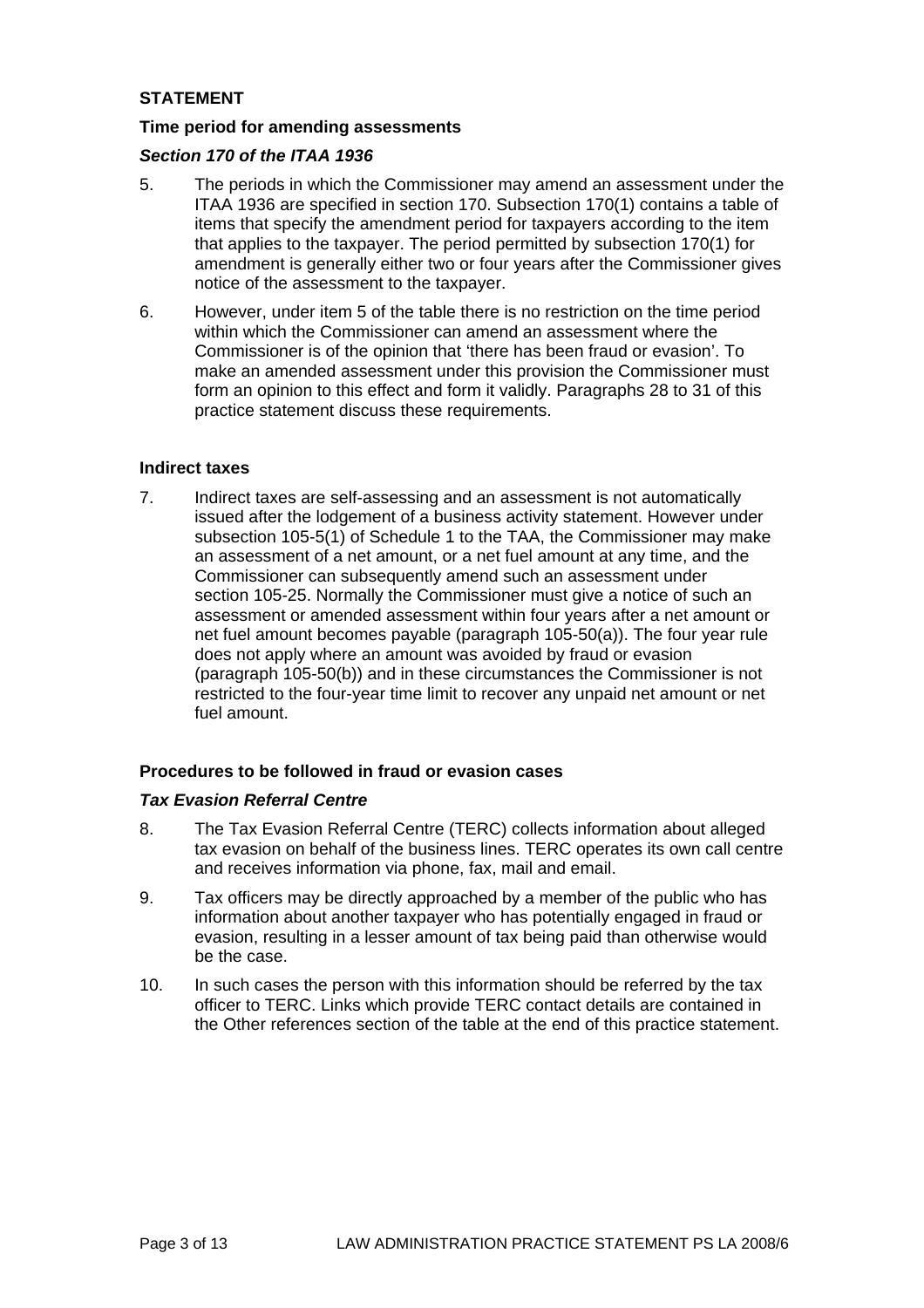## STATEMENT

### Time period for amending assessments

#### *Section 170 of the ITAA 1936*

5. The periods in which the Commissioner may amend an assessment under the ITAA 1936 are specified in section 170. Subsection 170(1) contains a table of items that specify the amendment period for taxpayers according to the item that applies to the taxpayer. The period permitted by subsection 170(1) for amendment is generally either two or four years after the Commissioner gives notice of the assessment to the taxpayer.

6. However, under item 5 of the table there is no restriction on the time period within which the Commissioner can amend an assessment where the Commissioner is of the opinion that 'there has been fraud or evasion'. To make an amended assessment under this provision the Commissioner must form an opinion to this effect and form it validly. Paragraphs 28 to 31 of this practice statement discuss these requirements.

### Indirect taxes

7. Indirect taxes are self-assessing and an assessment is not automatically issued after the lodgement of a business activity statement. However under subsection 105-5(1) of Schedule 1 to the TAA, the Commissioner may make an assessment of a net amount, or a net fuel amount at any time, and the Commissioner can subsequently amend such an assessment under section 105-25. Normally the Commissioner must give a notice of such an assessment or amended assessment within four years after a net amount or net fuel amount becomes payable (paragraph 105-50(a)). The four year rule does not apply where an amount was avoided by fraud or evasion (paragraph 105-50(b)) and in these circumstances the Commissioner is not restricted to the four-year time limit to recover any unpaid net amount or net fuel amount.

### Procedures to be followed in fraud or evasion cases

#### *Tax Evasion Referral Centre*

8. The Tax Evasion Referral Centre (TERC) collects information about alleged tax evasion on behalf of the business lines. TERC operates its own call centre and receives information via phone, fax, mail and email.

9. Tax officers may be directly approached by a member of the public who has information about another taxpayer who has potentially engaged in fraud or evasion, resulting in a lesser amount of tax being paid than otherwise would be the case.

10. In such cases the person with this information should be referred by the tax officer to TERC. Links which provide TERC contact details are contained in the Other references section of the table at the end of this practice statement.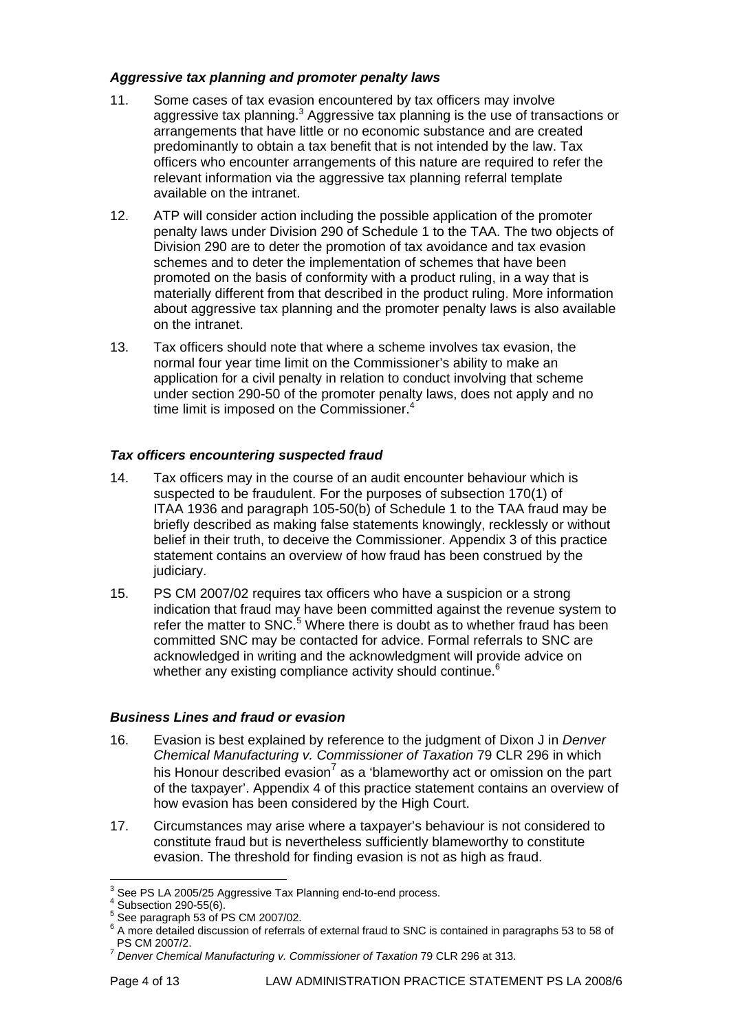### *Aggressive tax planning and promoter penalty laws*

11. Some cases of tax evasion encountered by tax officers may involve aggressive tax planning.[3] Aggressive tax planning is the use of transactions or arrangements that have little or no economic substance and are created predominantly to obtain a tax benefit that is not intended by the law. Tax officers who encounter arrangements of this nature are required to refer the relevant information via the aggressive tax planning referral template available on the intranet.

12. ATP will consider action including the possible application of the promoter penalty laws under Division 290 of Schedule 1 to the TAA. The two objects of Division 290 are to deter the promotion of tax avoidance and tax evasion schemes and to deter the implementation of schemes that have been promoted on the basis of conformity with a product ruling, in a way that is materially different from that described in the product ruling. More information about aggressive tax planning and the promoter penalty laws is also available on the intranet.

13. Tax officers should note that where a scheme involves tax evasion, the normal four year time limit on the Commissioner's ability to make an application for a civil penalty in relation to conduct involving that scheme under section 290-50 of the promoter penalty laws, does not apply and no time limit is imposed on the Commissioner.[4]

### *Tax officers encountering suspected fraud*

14. Tax officers may in the course of an audit encounter behaviour which is suspected to be fraudulent. For the purposes of subsection 170(1) of ITAA 1936 and paragraph 105-50(b) of Schedule 1 to the TAA fraud may be briefly described as making false statements knowingly, recklessly or without belief in their truth, to deceive the Commissioner. Appendix 3 of this practice statement contains an overview of how fraud has been construed by the judiciary.

15. PS CM 2007/02 requires tax officers who have a suspicion or a strong indication that fraud may have been committed against the revenue system to refer the matter to SNC.[5] Where there is doubt as to whether fraud has been committed SNC may be contacted for advice. Formal referrals to SNC are acknowledged in writing and the acknowledgment will provide advice on whether any existing compliance activity should continue.[6]

### *Business Lines and fraud or evasion*

16. Evasion is best explained by reference to the judgment of Dixon J in *Denver Chemical Manufacturing v. Commissioner of Taxation* 79 CLR 296 in which his Honour described evasion[7] as a 'blameworthy act or omission on the part of the taxpayer'. Appendix 4 of this practice statement contains an overview of how evasion has been considered by the High Court.

17. Circumstances may arise where a taxpayer's behaviour is not considered to constitute fraud but is nevertheless sufficiently blameworthy to constitute evasion. The threshold for finding evasion is not as high as fraud.

---

[3] See PS LA 2005/25 Aggressive Tax Planning end-to-end process.

[4] Subsection 290-55(6).

[5] See paragraph 53 of PS CM 2007/02.

[6] A more detailed discussion of referrals of external fraud to SNC is contained in paragraphs 53 to 58 of PS CM 2007/2.

[7] *Denver Chemical Manufacturing v. Commissioner of Taxation* 79 CLR 296 at 313.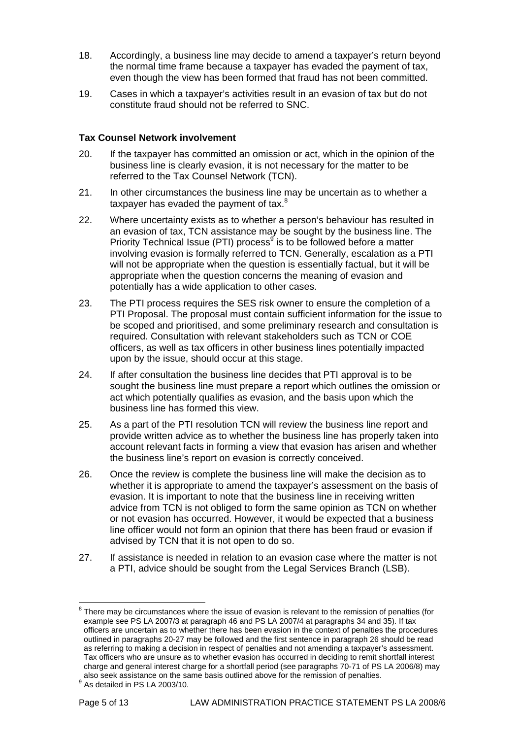18. Accordingly, a business line may decide to amend a taxpayer's return beyond the normal time frame because a taxpayer has evaded the payment of tax, even though the view has been formed that fraud has not been committed.

19. Cases in which a taxpayer's activities result in an evasion of tax but do not constitute fraud should not be referred to SNC.

**Tax Counsel Network involvement**

20. If the taxpayer has committed an omission or act, which in the opinion of the business line is clearly evasion, it is not necessary for the matter to be referred to the Tax Counsel Network (TCN).

21. In other circumstances the business line may be uncertain as to whether a taxpayer has evaded the payment of tax.[8]

22. Where uncertainty exists as to whether a person's behaviour has resulted in an evasion of tax, TCN assistance may be sought by the business line. The Priority Technical Issue (PTI) process[9] is to be followed before a matter involving evasion is formally referred to TCN. Generally, escalation as a PTI will not be appropriate when the question is essentially factual, but it will be appropriate when the question concerns the meaning of evasion and potentially has a wide application to other cases.

23. The PTI process requires the SES risk owner to ensure the completion of a PTI Proposal. The proposal must contain sufficient information for the issue to be scoped and prioritised, and some preliminary research and consultation is required. Consultation with relevant stakeholders such as TCN or COE officers, as well as tax officers in other business lines potentially impacted upon by the issue, should occur at this stage.

24. If after consultation the business line decides that PTI approval is to be sought the business line must prepare a report which outlines the omission or act which potentially qualifies as evasion, and the basis upon which the business line has formed this view.

25. As a part of the PTI resolution TCN will review the business line report and provide written advice as to whether the business line has properly taken into account relevant facts in forming a view that evasion has arisen and whether the business line's report on evasion is correctly conceived.

26. Once the review is complete the business line will make the decision as to whether it is appropriate to amend the taxpayer's assessment on the basis of evasion. It is important to note that the business line in receiving written advice from TCN is not obliged to form the same opinion as TCN on whether or not evasion has occurred. However, it would be expected that a business line officer would not form an opinion that there has been fraud or evasion if advised by TCN that it is not open to do so.

27. If assistance is needed in relation to an evasion case where the matter is not a PTI, advice should be sought from the Legal Services Branch (LSB).

---

[8] There may be circumstances where the issue of evasion is relevant to the remission of penalties (for example see PS LA 2007/3 at paragraph 46 and PS LA 2007/4 at paragraphs 34 and 35). If tax officers are uncertain as to whether there has been evasion in the context of penalties the procedures outlined in paragraphs 20-27 may be followed and the first sentence in paragraph 26 should be read as referring to making a decision in respect of penalties and not amending a taxpayer's assessment. Tax officers who are unsure as to whether evasion has occurred in deciding to remit shortfall interest charge and general interest charge for a shortfall period (see paragraphs 70-71 of PS LA 2006/8) may also seek assistance on the same basis outlined above for the remission of penalties.

[9] As detailed in PS LA 2003/10.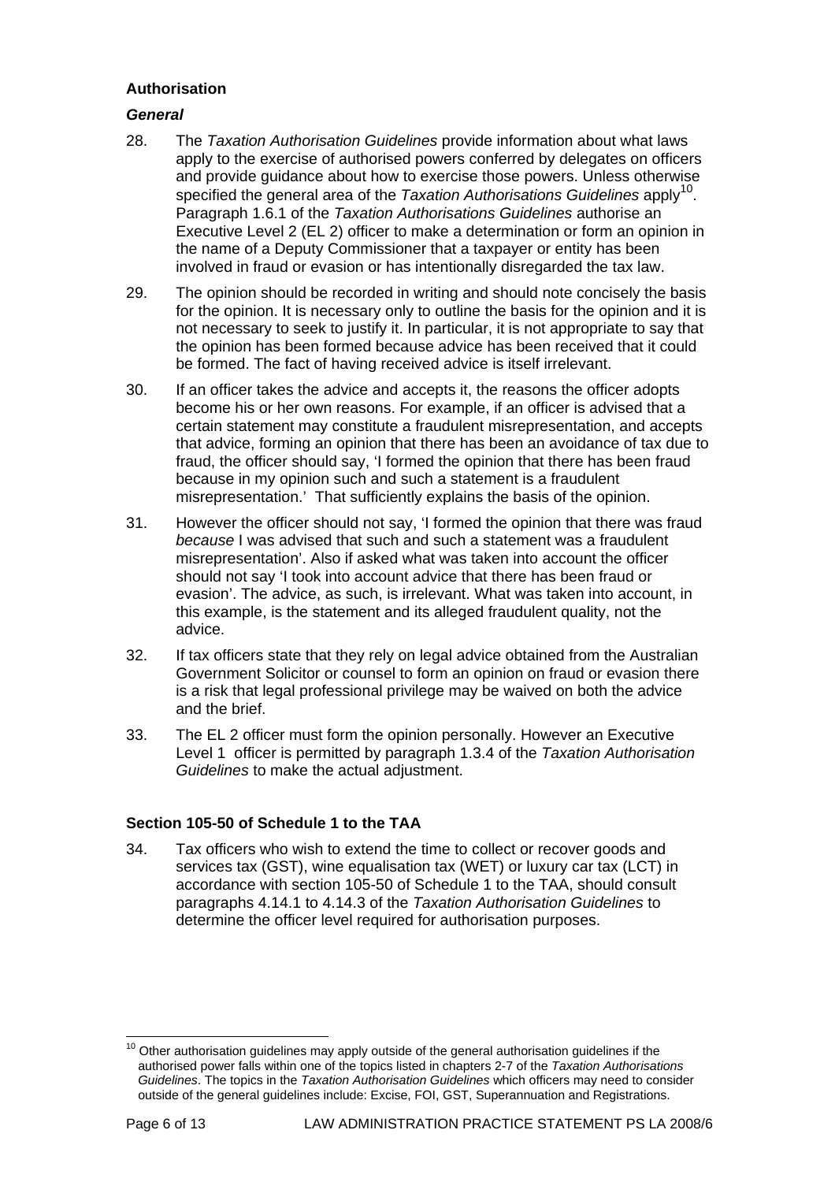### Authorisation

#### *General*

28. The *Taxation Authorisation Guidelines* provide information about what laws apply to the exercise of authorised powers conferred by delegates on officers and provide guidance about how to exercise those powers. Unless otherwise specified the general area of the *Taxation Authorisations Guidelines* apply[10]. Paragraph 1.6.1 of the *Taxation Authorisations Guidelines* authorise an Executive Level 2 (EL 2) officer to make a determination or form an opinion in the name of a Deputy Commissioner that a taxpayer or entity has been involved in fraud or evasion or has intentionally disregarded the tax law.

29. The opinion should be recorded in writing and should note concisely the basis for the opinion. It is necessary only to outline the basis for the opinion and it is not necessary to seek to justify it. In particular, it is not appropriate to say that the opinion has been formed because advice has been received that it could be formed. The fact of having received advice is itself irrelevant.

30. If an officer takes the advice and accepts it, the reasons the officer adopts become his or her own reasons. For example, if an officer is advised that a certain statement may constitute a fraudulent misrepresentation, and accepts that advice, forming an opinion that there has been an avoidance of tax due to fraud, the officer should say, 'I formed the opinion that there has been fraud because in my opinion such and such a statement is a fraudulent misrepresentation.' That sufficiently explains the basis of the opinion.

31. However the officer should not say, 'I formed the opinion that there was fraud *because* I was advised that such and such a statement was a fraudulent misrepresentation'. Also if asked what was taken into account the officer should not say 'I took into account advice that there has been fraud or evasion'. The advice, as such, is irrelevant. What was taken into account, in this example, is the statement and its alleged fraudulent quality, not the advice.

32. If tax officers state that they rely on legal advice obtained from the Australian Government Solicitor or counsel to form an opinion on fraud or evasion there is a risk that legal professional privilege may be waived on both the advice and the brief.

33. The EL 2 officer must form the opinion personally. However an Executive Level 1 officer is permitted by paragraph 1.3.4 of the *Taxation Authorisation Guidelines* to make the actual adjustment.

### Section 105-50 of Schedule 1 to the TAA

34. Tax officers who wish to extend the time to collect or recover goods and services tax (GST), wine equalisation tax (WET) or luxury car tax (LCT) in accordance with section 105-50 of Schedule 1 to the TAA, should consult paragraphs 4.14.1 to 4.14.3 of the *Taxation Authorisation Guidelines* to determine the officer level required for authorisation purposes.

---

[10] Other authorisation guidelines may apply outside of the general authorisation guidelines if the authorised power falls within one of the topics listed in chapters 2-7 of the *Taxation Authorisations Guidelines*. The topics in the *Taxation Authorisation Guidelines* which officers may need to consider outside of the general guidelines include: Excise, FOI, GST, Superannuation and Registrations.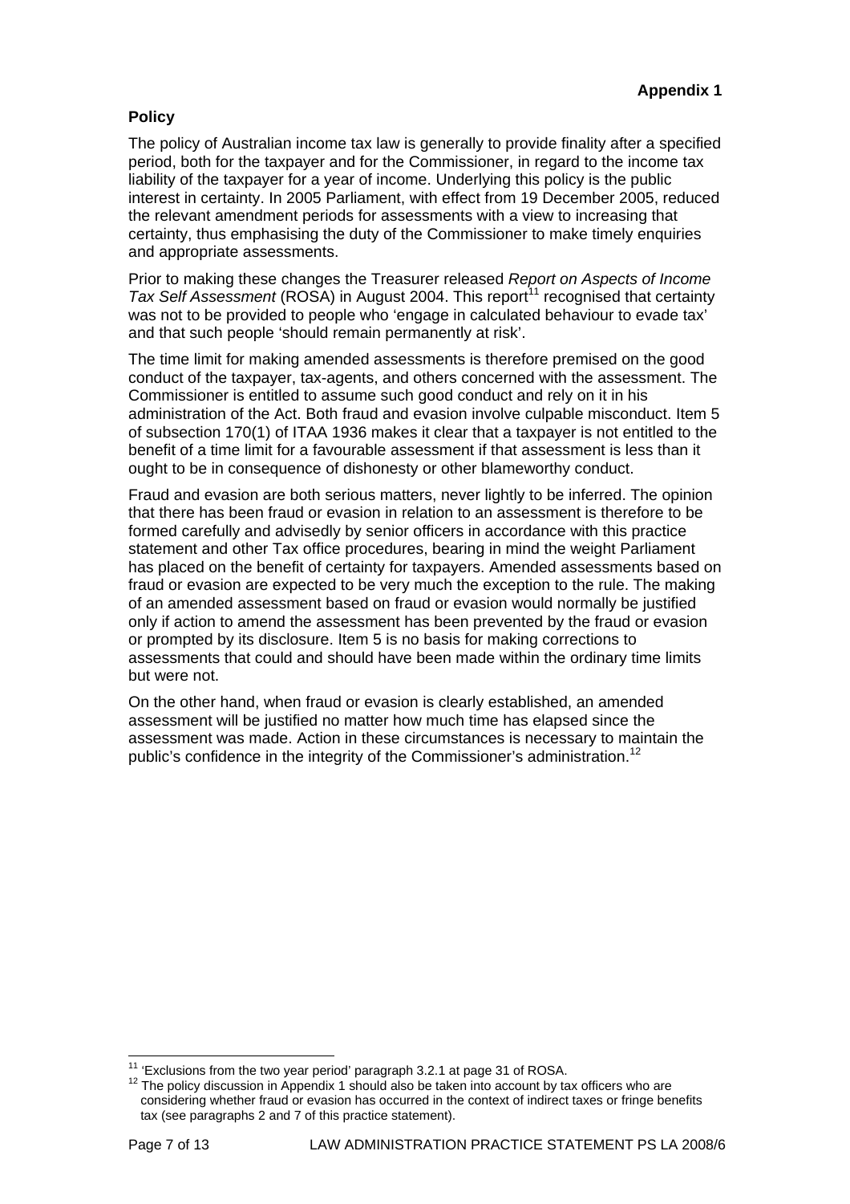**Appendix 1**

## Policy

The policy of Australian income tax law is generally to provide finality after a specified period, both for the taxpayer and for the Commissioner, in regard to the income tax liability of the taxpayer for a year of income. Underlying this policy is the public interest in certainty. In 2005 Parliament, with effect from 19 December 2005, reduced the relevant amendment periods for assessments with a view to increasing that certainty, thus emphasising the duty of the Commissioner to make timely enquiries and appropriate assessments.

Prior to making these changes the Treasurer released *Report on Aspects of Income Tax Self Assessment* (ROSA) in August 2004. This report[11] recognised that certainty was not to be provided to people who 'engage in calculated behaviour to evade tax' and that such people 'should remain permanently at risk'.

The time limit for making amended assessments is therefore premised on the good conduct of the taxpayer, tax-agents, and others concerned with the assessment. The Commissioner is entitled to assume such good conduct and rely on it in his administration of the Act. Both fraud and evasion involve culpable misconduct. Item 5 of subsection 170(1) of ITAA 1936 makes it clear that a taxpayer is not entitled to the benefit of a time limit for a favourable assessment if that assessment is less than it ought to be in consequence of dishonesty or other blameworthy conduct.

Fraud and evasion are both serious matters, never lightly to be inferred. The opinion that there has been fraud or evasion in relation to an assessment is therefore to be formed carefully and advisedly by senior officers in accordance with this practice statement and other Tax office procedures, bearing in mind the weight Parliament has placed on the benefit of certainty for taxpayers. Amended assessments based on fraud or evasion are expected to be very much the exception to the rule. The making of an amended assessment based on fraud or evasion would normally be justified only if action to amend the assessment has been prevented by the fraud or evasion or prompted by its disclosure. Item 5 is no basis for making corrections to assessments that could and should have been made within the ordinary time limits but were not.

On the other hand, when fraud or evasion is clearly established, an amended assessment will be justified no matter how much time has elapsed since the assessment was made. Action in these circumstances is necessary to maintain the public's confidence in the integrity of the Commissioner's administration.[12]

---

[11] 'Exclusions from the two year period' paragraph 3.2.1 at page 31 of ROSA.

[12] The policy discussion in Appendix 1 should also be taken into account by tax officers who are considering whether fraud or evasion has occurred in the context of indirect taxes or fringe benefits tax (see paragraphs 2 and 7 of this practice statement).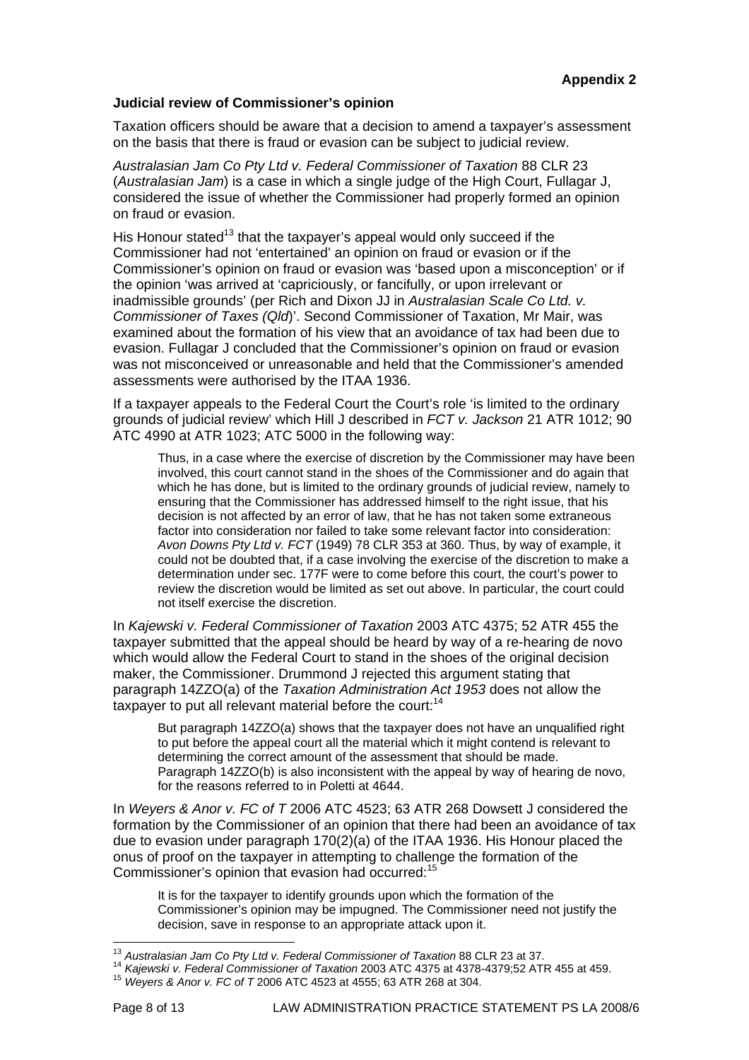**Appendix 2**

**Judicial review of Commissioner's opinion**

Taxation officers should be aware that a decision to amend a taxpayer's assessment on the basis that there is fraud or evasion can be subject to judicial review.

*Australasian Jam Co Pty Ltd v. Federal Commissioner of Taxation* 88 CLR 23 (*Australasian Jam*) is a case in which a single judge of the High Court, Fullagar J, considered the issue of whether the Commissioner had properly formed an opinion on fraud or evasion.

His Honour stated[13] that the taxpayer's appeal would only succeed if the Commissioner had not 'entertained' an opinion on fraud or evasion or if the Commissioner's opinion on fraud or evasion was 'based upon a misconception' or if the opinion 'was arrived at 'capriciously, or fancifully, or upon irrelevant or inadmissible grounds' (per Rich and Dixon JJ in *Australasian Scale Co Ltd. v. Commissioner of Taxes (Qld)*'. Second Commissioner of Taxation, Mr Mair, was examined about the formation of his view that an avoidance of tax had been due to evasion. Fullagar J concluded that the Commissioner's opinion on fraud or evasion was not misconceived or unreasonable and held that the Commissioner's amended assessments were authorised by the ITAA 1936.

If a taxpayer appeals to the Federal Court the Court's role 'is limited to the ordinary grounds of judicial review' which Hill J described in *FCT v. Jackson* 21 ATR 1012; 90 ATC 4990 at ATR 1023; ATC 5000 in the following way:

> Thus, in a case where the exercise of discretion by the Commissioner may have been involved, this court cannot stand in the shoes of the Commissioner and do again that which he has done, but is limited to the ordinary grounds of judicial review, namely to ensuring that the Commissioner has addressed himself to the right issue, that his decision is not affected by an error of law, that he has not taken some extraneous factor into consideration nor failed to take some relevant factor into consideration: *Avon Downs Pty Ltd v. FCT* (1949) 78 CLR 353 at 360. Thus, by way of example, it could not be doubted that, if a case involving the exercise of the discretion to make a determination under sec. 177F were to come before this court, the court's power to review the discretion would be limited as set out above. In particular, the court could not itself exercise the discretion.

In *Kajewski v. Federal Commissioner of Taxation* 2003 ATC 4375; 52 ATR 455 the taxpayer submitted that the appeal should be heard by way of a re-hearing de novo which would allow the Federal Court to stand in the shoes of the original decision maker, the Commissioner. Drummond J rejected this argument stating that paragraph 14ZZO(a) of the *Taxation Administration Act 1953* does not allow the taxpayer to put all relevant material before the court:[14]

> But paragraph 14ZZO(a) shows that the taxpayer does not have an unqualified right to put before the appeal court all the material which it might contend is relevant to determining the correct amount of the assessment that should be made. Paragraph 14ZZO(b) is also inconsistent with the appeal by way of hearing de novo, for the reasons referred to in Poletti at 4644.

In *Weyers & Anor v. FC of T* 2006 ATC 4523; 63 ATR 268 Dowsett J considered the formation by the Commissioner of an opinion that there had been an avoidance of tax due to evasion under paragraph 170(2)(a) of the ITAA 1936. His Honour placed the onus of proof on the taxpayer in attempting to challenge the formation of the Commissioner's opinion that evasion had occurred:[15]

> It is for the taxpayer to identify grounds upon which the formation of the Commissioner's opinion may be impugned. The Commissioner need not justify the decision, save in response to an appropriate attack upon it.

---

[13] *Australasian Jam Co Pty Ltd v. Federal Commissioner of Taxation* 88 CLR 23 at 37.

[14] *Kajewski v. Federal Commissioner of Taxation* 2003 ATC 4375 at 4378-4379;52 ATR 455 at 459.

[15] *Weyers & Anor v. FC of T* 2006 ATC 4523 at 4555; 63 ATR 268 at 304.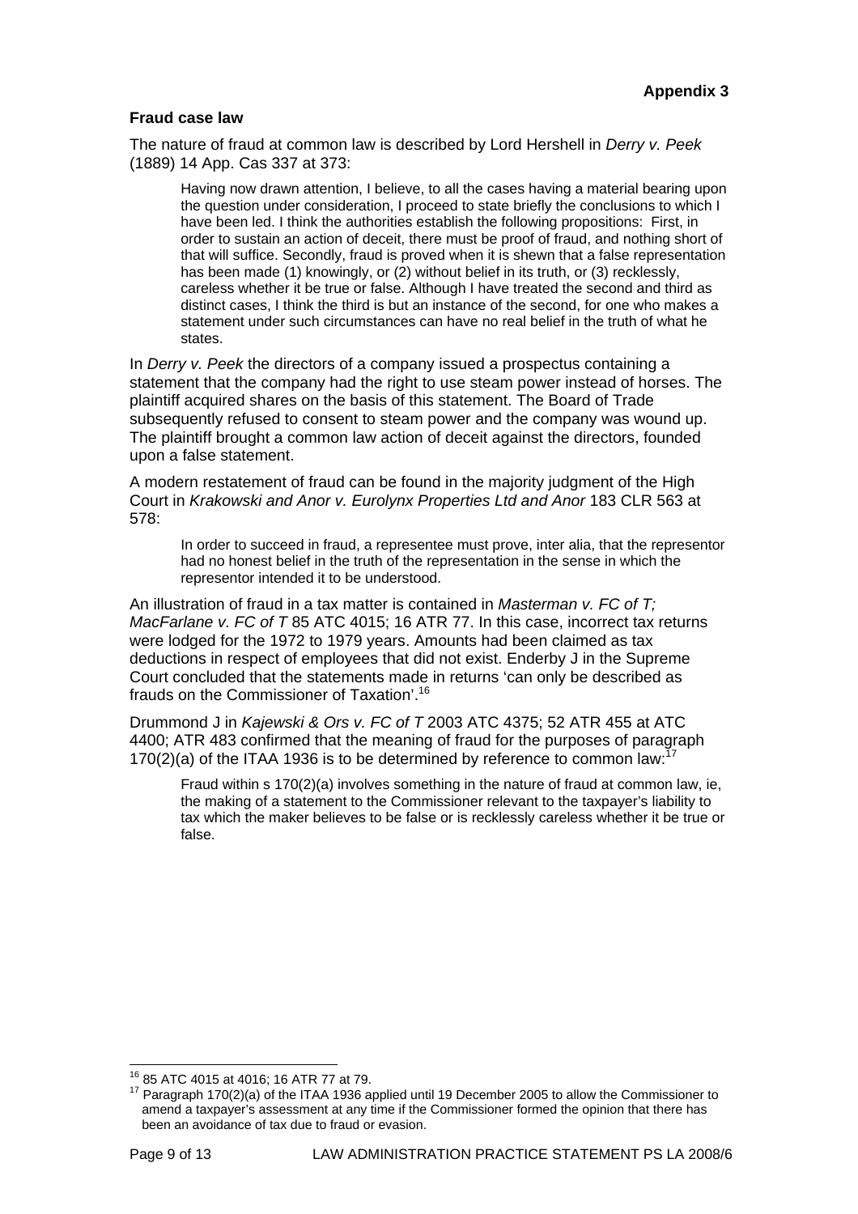**Appendix 3**

### Fraud case law

The nature of fraud at common law is described by Lord Hershell in *Derry v. Peek* (1889) 14 App. Cas 337 at 373:

> Having now drawn attention, I believe, to all the cases having a material bearing upon the question under consideration, I proceed to state briefly the conclusions to which I have been led. I think the authorities establish the following propositions: First, in order to sustain an action of deceit, there must be proof of fraud, and nothing short of that will suffice. Secondly, fraud is proved when it is shewn that a false representation has been made (1) knowingly, or (2) without belief in its truth, or (3) recklessly, careless whether it be true or false. Although I have treated the second and third as distinct cases, I think the third is but an instance of the second, for one who makes a statement under such circumstances can have no real belief in the truth of what he states.

In *Derry v. Peek* the directors of a company issued a prospectus containing a statement that the company had the right to use steam power instead of horses. The plaintiff acquired shares on the basis of this statement. The Board of Trade subsequently refused to consent to steam power and the company was wound up. The plaintiff brought a common law action of deceit against the directors, founded upon a false statement.

A modern restatement of fraud can be found in the majority judgment of the High Court in *Krakowski and Anor v. Eurolynx Properties Ltd and Anor* 183 CLR 563 at 578:

> In order to succeed in fraud, a representee must prove, inter alia, that the representor had no honest belief in the truth of the representation in the sense in which the representor intended it to be understood.

An illustration of fraud in a tax matter is contained in *Masterman v. FC of T; MacFarlane v. FC of T* 85 ATC 4015; 16 ATR 77. In this case, incorrect tax returns were lodged for the 1972 to 1979 years. Amounts had been claimed as tax deductions in respect of employees that did not exist. Enderby J in the Supreme Court concluded that the statements made in returns 'can only be described as frauds on the Commissioner of Taxation'.[16]

Drummond J in *Kajewski & Ors v. FC of T* 2003 ATC 4375; 52 ATR 455 at ATC 4400; ATR 483 confirmed that the meaning of fraud for the purposes of paragraph 170(2)(a) of the ITAA 1936 is to be determined by reference to common law:[17]

> Fraud within s 170(2)(a) involves something in the nature of fraud at common law, ie, the making of a statement to the Commissioner relevant to the taxpayer's liability to tax which the maker believes to be false or is recklessly careless whether it be true or false.

---

[16] 85 ATC 4015 at 4016; 16 ATR 77 at 79.

[17] Paragraph 170(2)(a) of the ITAA 1936 applied until 19 December 2005 to allow the Commissioner to amend a taxpayer's assessment at any time if the Commissioner formed the opinion that there has been an avoidance of tax due to fraud or evasion.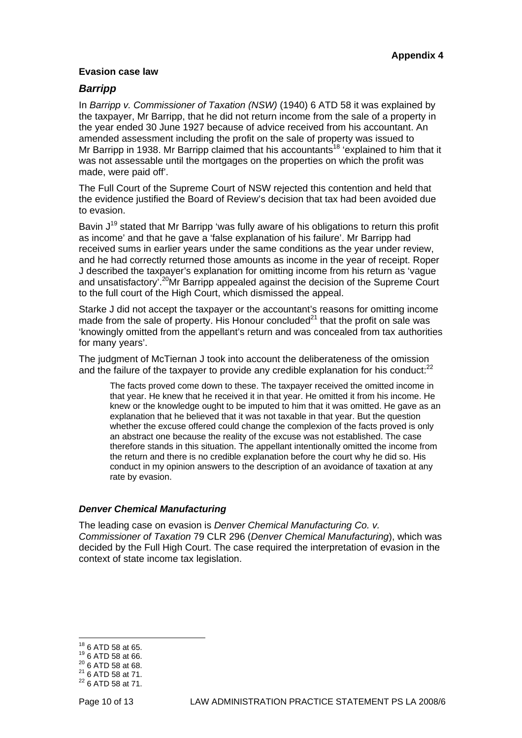**Appendix 4**

### Evasion case law

## *Barripp*

In *Barripp v. Commissioner of Taxation (NSW)* (1940) 6 ATD 58 it was explained by the taxpayer, Mr Barripp, that he did not return income from the sale of a property in the year ended 30 June 1927 because of advice received from his accountant. An amended assessment including the profit on the sale of property was issued to Mr Barripp in 1938. Mr Barripp claimed that his accountants[18] 'explained to him that it was not assessable until the mortgages on the properties on which the profit was made, were paid off'.

The Full Court of the Supreme Court of NSW rejected this contention and held that the evidence justified the Board of Review's decision that tax had been avoided due to evasion.

Bavin J[19] stated that Mr Barripp 'was fully aware of his obligations to return this profit as income' and that he gave a 'false explanation of his failure'. Mr Barripp had received sums in earlier years under the same conditions as the year under review, and he had correctly returned those amounts as income in the year of receipt. Roper J described the taxpayer's explanation for omitting income from his return as 'vague and unsatisfactory'.[20] Mr Barripp appealed against the decision of the Supreme Court to the full court of the High Court, which dismissed the appeal.

Starke J did not accept the taxpayer or the accountant's reasons for omitting income made from the sale of property. His Honour concluded[21] that the profit on sale was 'knowingly omitted from the appellant's return and was concealed from tax authorities for many years'.

The judgment of McTiernan J took into account the deliberateness of the omission and the failure of the taxpayer to provide any credible explanation for his conduct:[22]

> The facts proved come down to these. The taxpayer received the omitted income in that year. He knew that he received it in that year. He omitted it from his income. He knew or the knowledge ought to be imputed to him that it was omitted. He gave as an explanation that he believed that it was not taxable in that year. But the question whether the excuse offered could change the complexion of the facts proved is only an abstract one because the reality of the excuse was not established. The case therefore stands in this situation. The appellant intentionally omitted the income from the return and there is no credible explanation before the court why he did so. His conduct in my opinion answers to the description of an avoidance of taxation at any rate by evasion.

### *Denver Chemical Manufacturing*

The leading case on evasion is *Denver Chemical Manufacturing Co. v. Commissioner of Taxation* 79 CLR 296 (*Denver Chemical Manufacturing*), which was decided by the Full High Court. The case required the interpretation of evasion in the context of state income tax legislation.

---

[18] 6 ATD 58 at 65.
[19] 6 ATD 58 at 66.
[20] 6 ATD 58 at 68.
[21] 6 ATD 58 at 71.
[22] 6 ATD 58 at 71.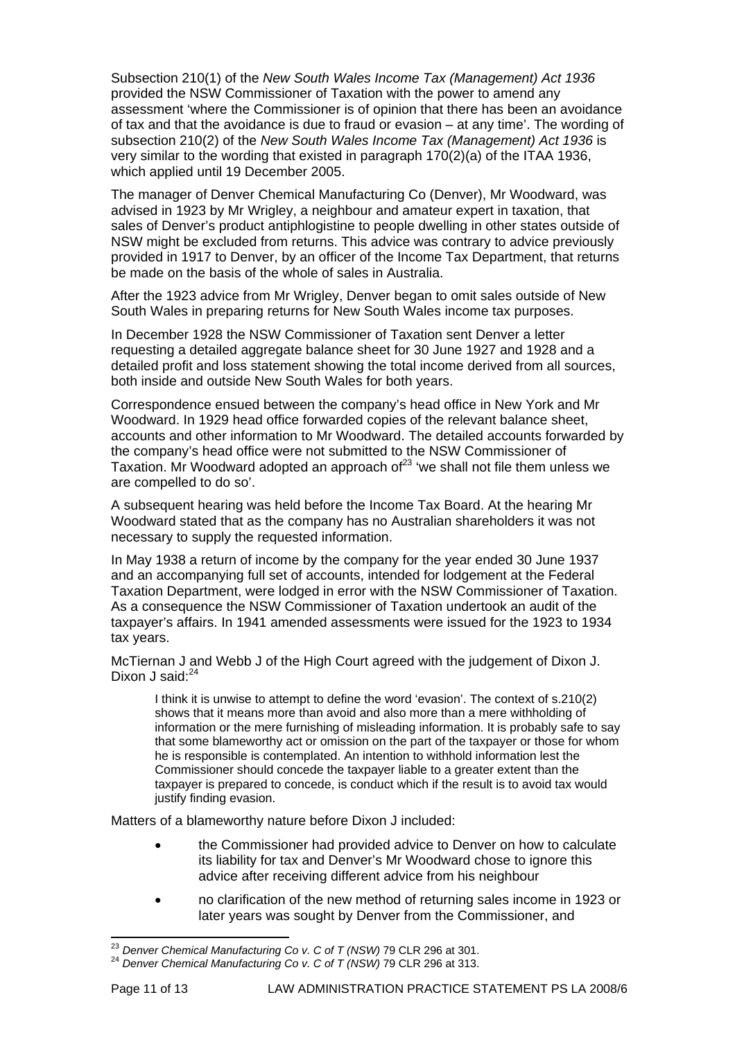Subsection 210(1) of the *New South Wales Income Tax (Management) Act 1936* provided the NSW Commissioner of Taxation with the power to amend any assessment 'where the Commissioner is of opinion that there has been an avoidance of tax and that the avoidance is due to fraud or evasion – at any time'. The wording of subsection 210(2) of the *New South Wales Income Tax (Management) Act 1936* is very similar to the wording that existed in paragraph 170(2)(a) of the ITAA 1936, which applied until 19 December 2005.

The manager of Denver Chemical Manufacturing Co (Denver), Mr Woodward, was advised in 1923 by Mr Wrigley, a neighbour and amateur expert in taxation, that sales of Denver's product antiphlogistine to people dwelling in other states outside of NSW might be excluded from returns. This advice was contrary to advice previously provided in 1917 to Denver, by an officer of the Income Tax Department, that returns be made on the basis of the whole of sales in Australia.

After the 1923 advice from Mr Wrigley, Denver began to omit sales outside of New South Wales in preparing returns for New South Wales income tax purposes.

In December 1928 the NSW Commissioner of Taxation sent Denver a letter requesting a detailed aggregate balance sheet for 30 June 1927 and 1928 and a detailed profit and loss statement showing the total income derived from all sources, both inside and outside New South Wales for both years.

Correspondence ensued between the company's head office in New York and Mr Woodward. In 1929 head office forwarded copies of the relevant balance sheet, accounts and other information to Mr Woodward. The detailed accounts forwarded by the company's head office were not submitted to the NSW Commissioner of Taxation. Mr Woodward adopted an approach of[23] 'we shall not file them unless we are compelled to do so'.

A subsequent hearing was held before the Income Tax Board. At the hearing Mr Woodward stated that as the company has no Australian shareholders it was not necessary to supply the requested information.

In May 1938 a return of income by the company for the year ended 30 June 1937 and an accompanying full set of accounts, intended for lodgement at the Federal Taxation Department, were lodged in error with the NSW Commissioner of Taxation. As a consequence the NSW Commissioner of Taxation undertook an audit of the taxpayer's affairs. In 1941 amended assessments were issued for the 1923 to 1934 tax years.

McTiernan J and Webb J of the High Court agreed with the judgement of Dixon J. Dixon J said:[24]

> I think it is unwise to attempt to define the word 'evasion'. The context of s.210(2) shows that it means more than avoid and also more than a mere withholding of information or the mere furnishing of misleading information. It is probably safe to say that some blameworthy act or omission on the part of the taxpayer or those for whom he is responsible is contemplated. An intention to withhold information lest the Commissioner should concede the taxpayer liable to a greater extent than the taxpayer is prepared to concede, is conduct which if the result is to avoid tax would justify finding evasion.

Matters of a blameworthy nature before Dixon J included:

- the Commissioner had provided advice to Denver on how to calculate its liability for tax and Denver's Mr Woodward chose to ignore this advice after receiving different advice from his neighbour
- no clarification of the new method of returning sales income in 1923 or later years was sought by Denver from the Commissioner, and

---

[23] *Denver Chemical Manufacturing Co v. C of T (NSW)* 79 CLR 296 at 301.

[24] *Denver Chemical Manufacturing Co v. C of T (NSW)* 79 CLR 296 at 313.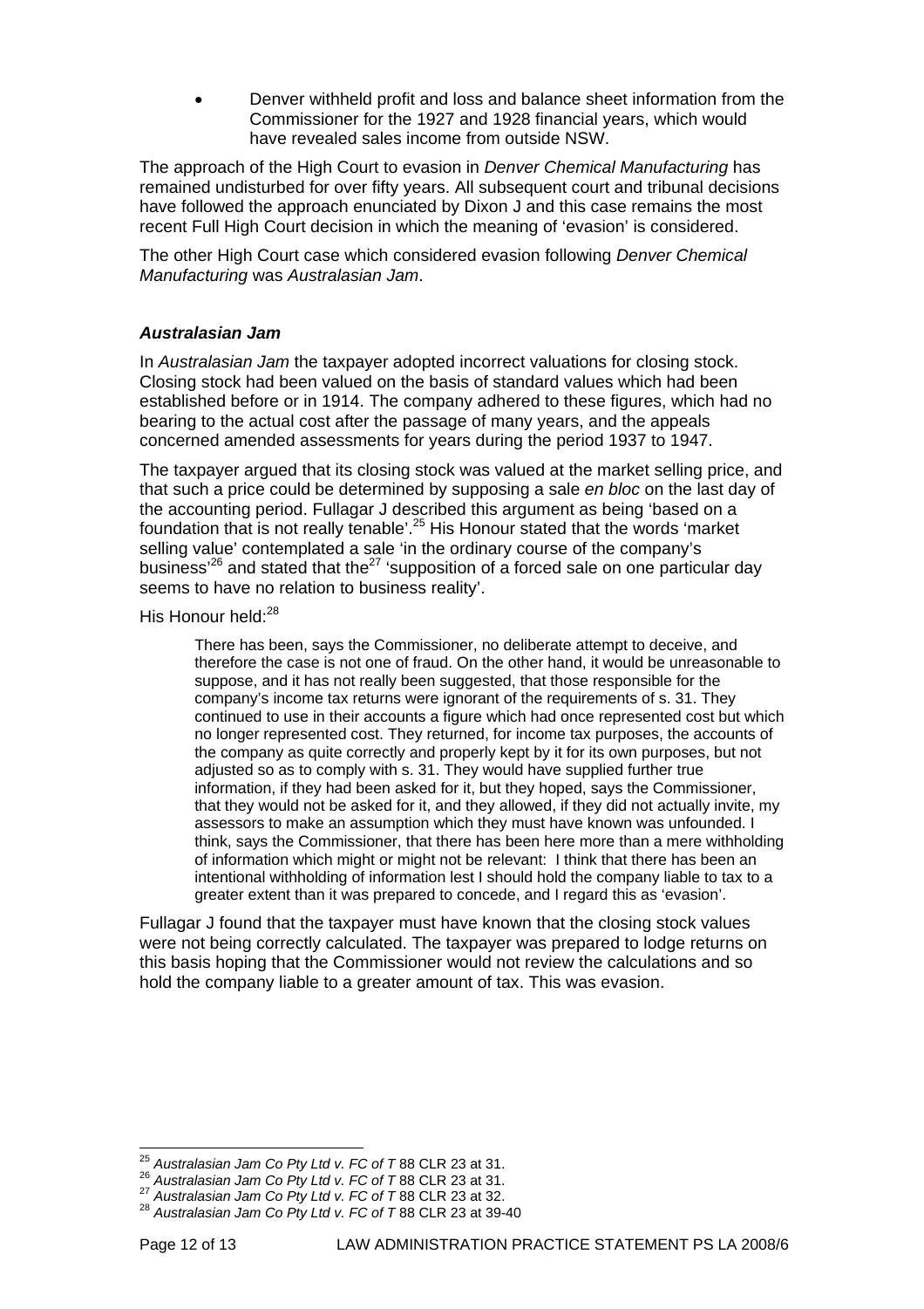- Denver withheld profit and loss and balance sheet information from the Commissioner for the 1927 and 1928 financial years, which would have revealed sales income from outside NSW.

The approach of the High Court to evasion in *Denver Chemical Manufacturing* has remained undisturbed for over fifty years. All subsequent court and tribunal decisions have followed the approach enunciated by Dixon J and this case remains the most recent Full High Court decision in which the meaning of 'evasion' is considered.

The other High Court case which considered evasion following *Denver Chemical Manufacturing* was *Australasian Jam*.

### *Australasian Jam*

In *Australasian Jam* the taxpayer adopted incorrect valuations for closing stock. Closing stock had been valued on the basis of standard values which had been established before or in 1914. The company adhered to these figures, which had no bearing to the actual cost after the passage of many years, and the appeals concerned amended assessments for years during the period 1937 to 1947.

The taxpayer argued that its closing stock was valued at the market selling price, and that such a price could be determined by supposing a sale *en bloc* on the last day of the accounting period. Fullagar J described this argument as being 'based on a foundation that is not really tenable'.[25] His Honour stated that the words 'market selling value' contemplated a sale 'in the ordinary course of the company's business'[26] and stated that the[27] 'supposition of a forced sale on one particular day seems to have no relation to business reality'.

His Honour held:[28]

> There has been, says the Commissioner, no deliberate attempt to deceive, and therefore the case is not one of fraud. On the other hand, it would be unreasonable to suppose, and it has not really been suggested, that those responsible for the company's income tax returns were ignorant of the requirements of s. 31. They continued to use in their accounts a figure which had once represented cost but which no longer represented cost. They returned, for income tax purposes, the accounts of the company as quite correctly and properly kept by it for its own purposes, but not adjusted so as to comply with s. 31. They would have supplied further true information, if they had been asked for it, but they hoped, says the Commissioner, that they would not be asked for it, and they allowed, if they did not actually invite, my assessors to make an assumption which they must have known was unfounded. I think, says the Commissioner, that there has been here more than a mere withholding of information which might or might not be relevant: I think that there has been an intentional withholding of information lest I should hold the company liable to tax to a greater extent than it was prepared to concede, and I regard this as 'evasion'.

Fullagar J found that the taxpayer must have known that the closing stock values were not being correctly calculated. The taxpayer was prepared to lodge returns on this basis hoping that the Commissioner would not review the calculations and so hold the company liable to a greater amount of tax. This was evasion.

---

[25] *Australasian Jam Co Pty Ltd v. FC of T* 88 CLR 23 at 31.
[26] *Australasian Jam Co Pty Ltd v. FC of T* 88 CLR 23 at 31.
[27] *Australasian Jam Co Pty Ltd v. FC of T* 88 CLR 23 at 32.
[28] *Australasian Jam Co Pty Ltd v. FC of T* 88 CLR 23 at 39-40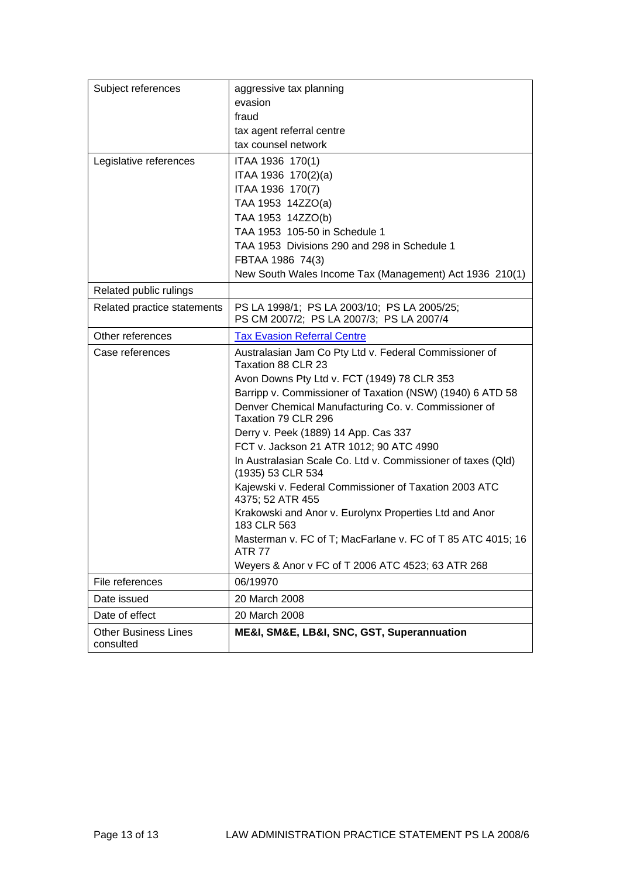| | |
|---|---|
| Subject references | aggressive tax planning<br>evasion<br>fraud<br>tax agent referral centre<br>tax counsel network |
| Legislative references | ITAA 1936 170(1)<br>ITAA 1936 170(2)(a)<br>ITAA 1936 170(7)<br>TAA 1953 14ZZO(a)<br>TAA 1953 14ZZO(b)<br>TAA 1953 105-50 in Schedule 1<br>TAA 1953 Divisions 290 and 298 in Schedule 1<br>FBTAA 1986 74(3)<br>New South Wales Income Tax (Management) Act 1936 210(1) |
| Related public rulings | |
| Related practice statements | PS LA 1998/1; PS LA 2003/10; PS LA 2005/25;<br>PS CM 2007/2; PS LA 2007/3; PS LA 2007/4 |
| Other references | Tax Evasion Referral Centre |
| Case references | Australasian Jam Co Pty Ltd v. Federal Commissioner of Taxation 88 CLR 23<br>Avon Downs Pty Ltd v. FCT (1949) 78 CLR 353<br>Barripp v. Commissioner of Taxation (NSW) (1940) 6 ATD 58<br>Denver Chemical Manufacturing Co. v. Commissioner of Taxation 79 CLR 296<br>Derry v. Peek (1889) 14 App. Cas 337<br>FCT v. Jackson 21 ATR 1012; 90 ATC 4990<br>In Australasian Scale Co. Ltd v. Commissioner of taxes (Qld) (1935) 53 CLR 534<br>Kajewski v. Federal Commissioner of Taxation 2003 ATC 4375; 52 ATR 455<br>Krakowski and Anor v. Eurolynx Properties Ltd and Anor 183 CLR 563<br>Masterman v. FC of T; MacFarlane v. FC of T 85 ATC 4015; 16 ATR 77<br>Weyers & Anor v FC of T 2006 ATC 4523; 63 ATR 268 |
| File references | 06/19970 |
| Date issued | 20 March 2008 |
| Date of effect | 20 March 2008 |
| Other Business Lines consulted | **ME&I, SM&E, LB&I, SNC, GST, Superannuation** |